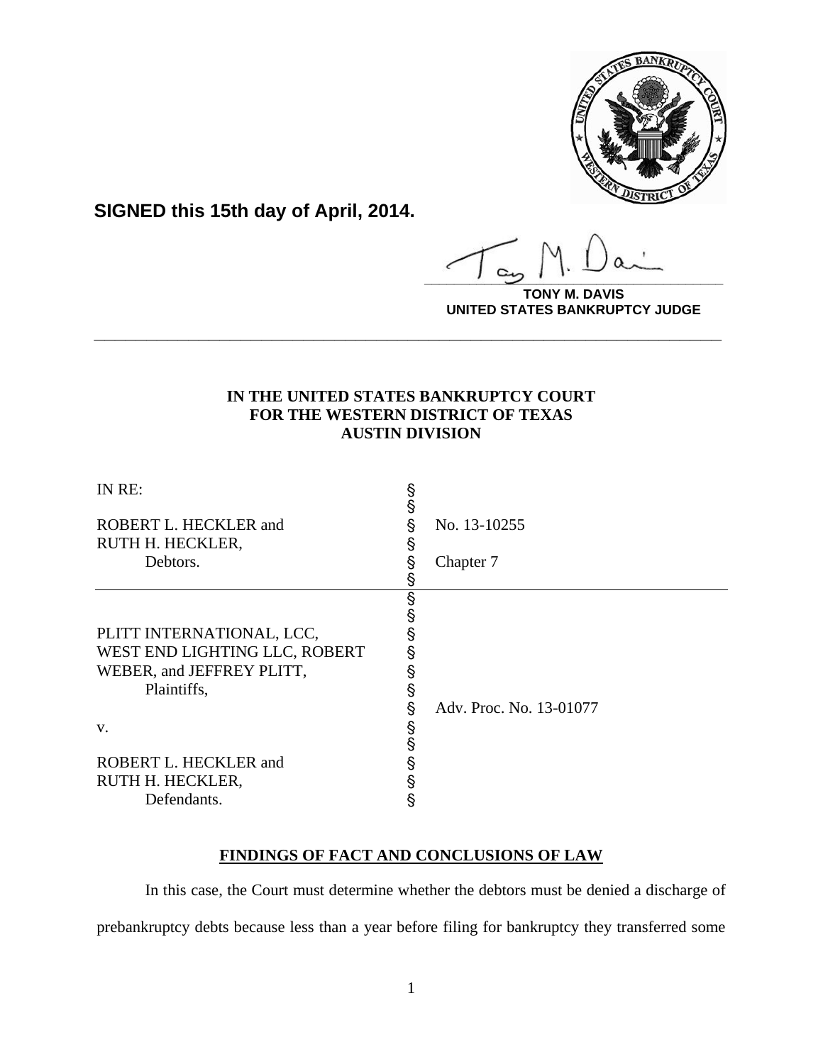**SIGNED this 15th day of April, 2014.**

**TONY M. DAVIS**
**UNITED STATES BANKRUPTCY JUDGE**

---

**IN THE UNITED STATES BANKRUPTCY COURT**
**FOR THE WESTERN DISTRICT OF TEXAS**
**AUSTIN DIVISION**

| | | |
|---|---|---|
| IN RE: | § | |
| | § | |
| ROBERT L. HECKLER and | § | No. 13-10255 |
| RUTH H. HECKLER, | § | |
| Debtors. | § | Chapter 7 |
| | § | |
| | § | |
| | § | |
| PLITT INTERNATIONAL, LCC, | § | |
| WEST END LIGHTING LLC, ROBERT | § | |
| WEBER, and JEFFREY PLITT, | § | |
| Plaintiffs, | § | |
| | § | Adv. Proc. No. 13-01077 |
| v. | § | |
| | § | |
| ROBERT L. HECKLER and | § | |
| RUTH H. HECKLER, | § | |
| Defendants. | § | |

**FINDINGS OF FACT AND CONCLUSIONS OF LAW**

In this case, the Court must determine whether the debtors must be denied a discharge of prebankruptcy debts because less than a year before filing for bankruptcy they transferred some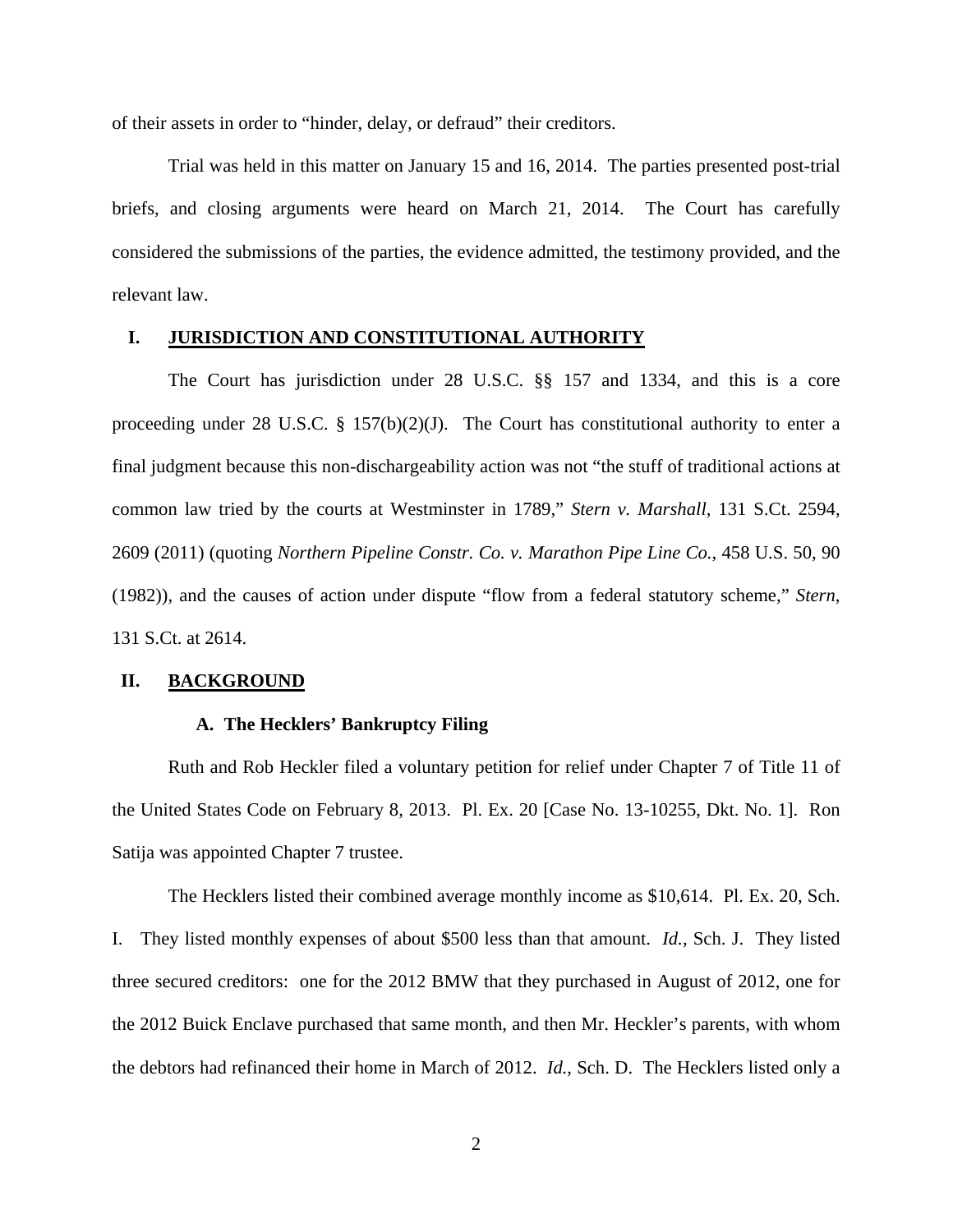of their assets in order to "hinder, delay, or defraud" their creditors.

Trial was held in this matter on January 15 and 16, 2014. The parties presented post-trial briefs, and closing arguments were heard on March 21, 2014. The Court has carefully considered the submissions of the parties, the evidence admitted, the testimony provided, and the relevant law.

## I. JURISDICTION AND CONSTITUTIONAL AUTHORITY

The Court has jurisdiction under 28 U.S.C. §§ 157 and 1334, and this is a core proceeding under 28 U.S.C. § 157(b)(2)(J). The Court has constitutional authority to enter a final judgment because this non-dischargeability action was not "the stuff of traditional actions at common law tried by the courts at Westminster in 1789," *Stern v. Marshall*, 131 S.Ct. 2594, 2609 (2011) (quoting *Northern Pipeline Constr. Co. v. Marathon Pipe Line Co.*, 458 U.S. 50, 90 (1982)), and the causes of action under dispute "flow from a federal statutory scheme," *Stern*, 131 S.Ct. at 2614.

## II. BACKGROUND

### A. The Hecklers' Bankruptcy Filing

Ruth and Rob Heckler filed a voluntary petition for relief under Chapter 7 of Title 11 of the United States Code on February 8, 2013. Pl. Ex. 20 [Case No. 13-10255, Dkt. No. 1]. Ron Satija was appointed Chapter 7 trustee.

The Hecklers listed their combined average monthly income as $10,614. Pl. Ex. 20, Sch. I. They listed monthly expenses of about $500 less than that amount. *Id.*, Sch. J. They listed three secured creditors: one for the 2012 BMW that they purchased in August of 2012, one for the 2012 Buick Enclave purchased that same month, and then Mr. Heckler's parents, with whom the debtors had refinanced their home in March of 2012. *Id.*, Sch. D. The Hecklers listed only a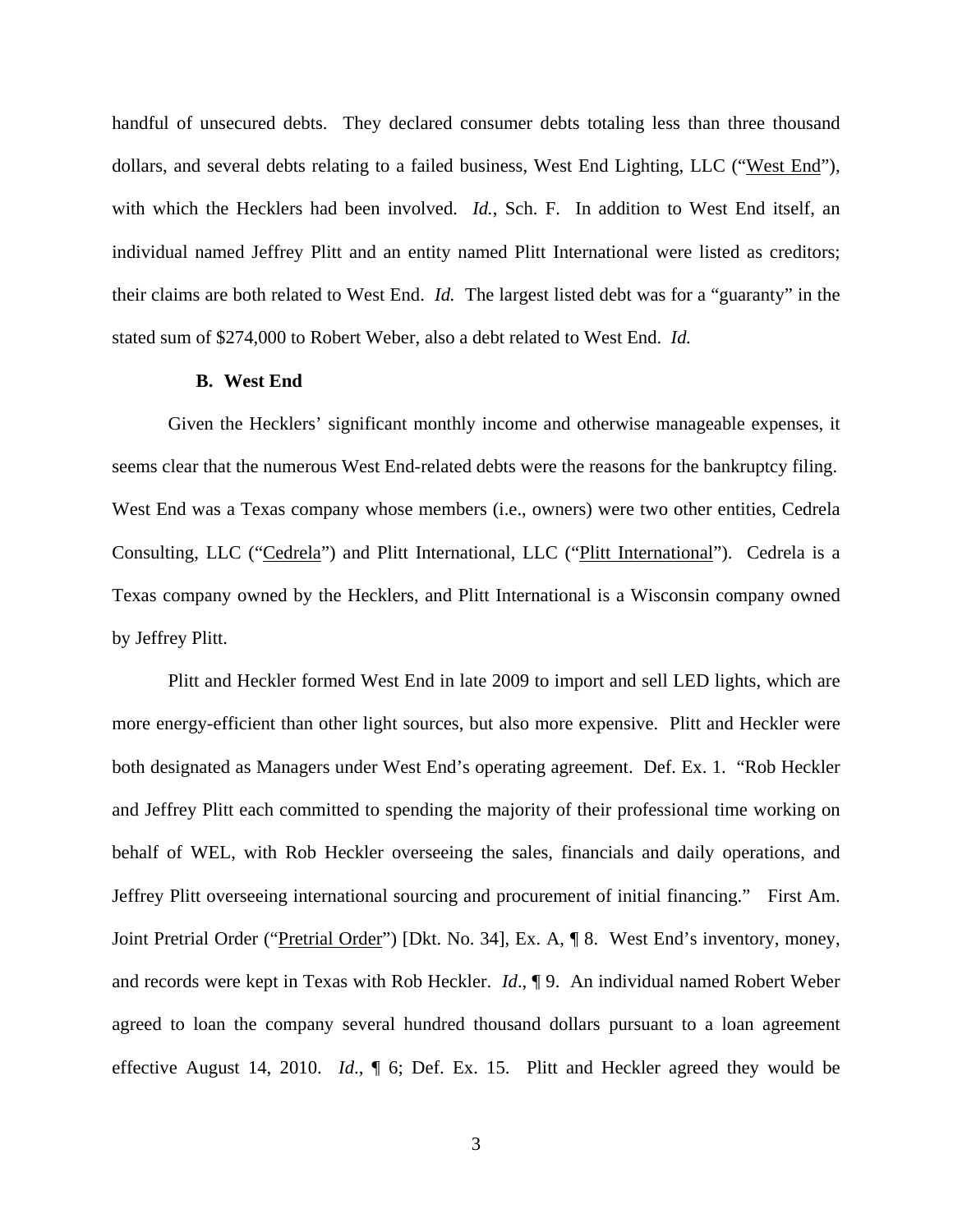handful of unsecured debts. They declared consumer debts totaling less than three thousand dollars, and several debts relating to a failed business, West End Lighting, LLC ("West End"), with which the Hecklers had been involved. *Id.*, Sch. F. In addition to West End itself, an individual named Jeffrey Plitt and an entity named Plitt International were listed as creditors; their claims are both related to West End. *Id.* The largest listed debt was for a "guaranty" in the stated sum of $274,000 to Robert Weber, also a debt related to West End. *Id.*

### B. West End

Given the Hecklers' significant monthly income and otherwise manageable expenses, it seems clear that the numerous West End-related debts were the reasons for the bankruptcy filing. West End was a Texas company whose members (i.e., owners) were two other entities, Cedrela Consulting, LLC ("Cedrela") and Plitt International, LLC ("Plitt International"). Cedrela is a Texas company owned by the Hecklers, and Plitt International is a Wisconsin company owned by Jeffrey Plitt.

Plitt and Heckler formed West End in late 2009 to import and sell LED lights, which are more energy-efficient than other light sources, but also more expensive. Plitt and Heckler were both designated as Managers under West End's operating agreement. Def. Ex. 1. "Rob Heckler and Jeffrey Plitt each committed to spending the majority of their professional time working on behalf of WEL, with Rob Heckler overseeing the sales, financials and daily operations, and Jeffrey Plitt overseeing international sourcing and procurement of initial financing." First Am. Joint Pretrial Order ("Pretrial Order") [Dkt. No. 34], Ex. A, ¶ 8. West End's inventory, money, and records were kept in Texas with Rob Heckler. *Id*., ¶ 9. An individual named Robert Weber agreed to loan the company several hundred thousand dollars pursuant to a loan agreement effective August 14, 2010. *Id*., ¶ 6; Def. Ex. 15. Plitt and Heckler agreed they would be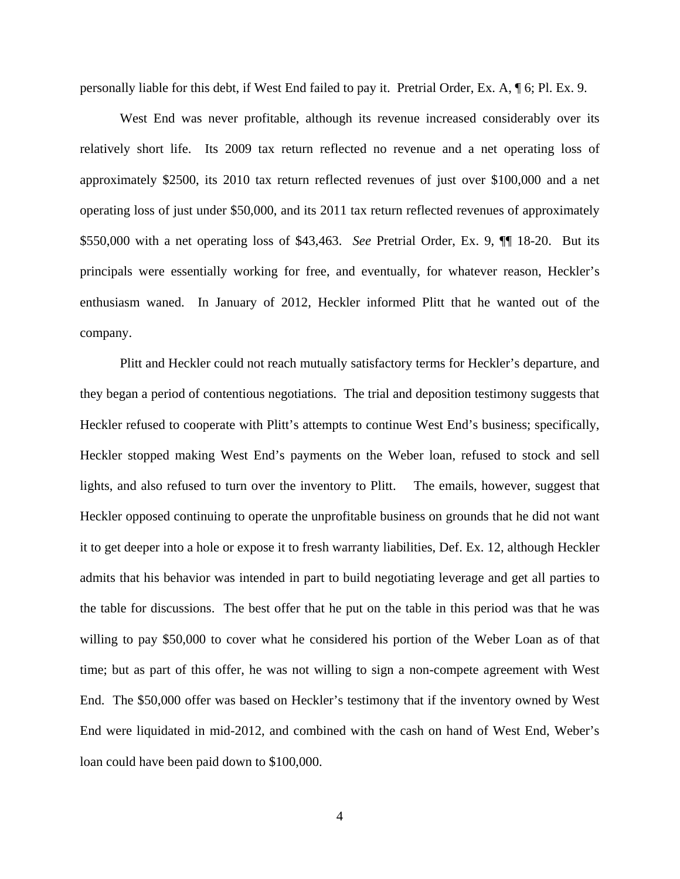personally liable for this debt, if West End failed to pay it. Pretrial Order, Ex. A, ¶ 6; Pl. Ex. 9.

West End was never profitable, although its revenue increased considerably over its relatively short life. Its 2009 tax return reflected no revenue and a net operating loss of approximately $2500, its 2010 tax return reflected revenues of just over $100,000 and a net operating loss of just under $50,000, and its 2011 tax return reflected revenues of approximately $550,000 with a net operating loss of $43,463. *See* Pretrial Order, Ex. 9, ¶¶ 18-20. But its principals were essentially working for free, and eventually, for whatever reason, Heckler's enthusiasm waned. In January of 2012, Heckler informed Plitt that he wanted out of the company.

Plitt and Heckler could not reach mutually satisfactory terms for Heckler's departure, and they began a period of contentious negotiations. The trial and deposition testimony suggests that Heckler refused to cooperate with Plitt's attempts to continue West End's business; specifically, Heckler stopped making West End's payments on the Weber loan, refused to stock and sell lights, and also refused to turn over the inventory to Plitt. The emails, however, suggest that Heckler opposed continuing to operate the unprofitable business on grounds that he did not want it to get deeper into a hole or expose it to fresh warranty liabilities, Def. Ex. 12, although Heckler admits that his behavior was intended in part to build negotiating leverage and get all parties to the table for discussions. The best offer that he put on the table in this period was that he was willing to pay $50,000 to cover what he considered his portion of the Weber Loan as of that time; but as part of this offer, he was not willing to sign a non-compete agreement with West End. The $50,000 offer was based on Heckler's testimony that if the inventory owned by West End were liquidated in mid-2012, and combined with the cash on hand of West End, Weber's loan could have been paid down to $100,000.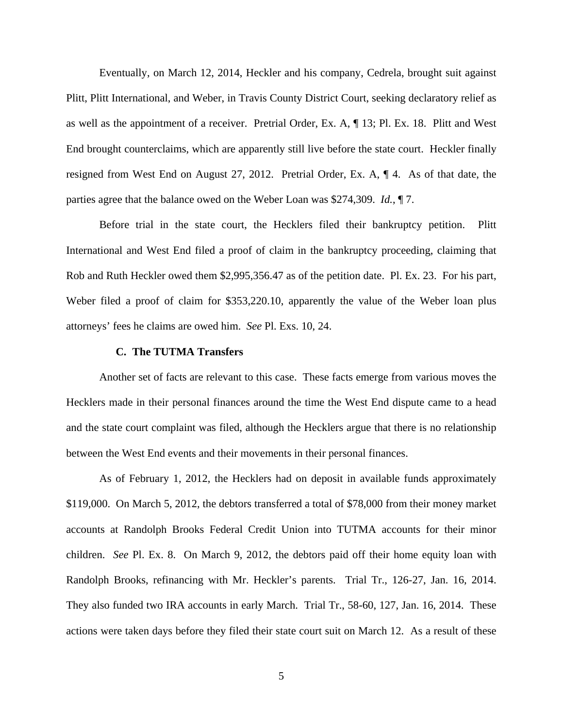Eventually, on March 12, 2014, Heckler and his company, Cedrela, brought suit against Plitt, Plitt International, and Weber, in Travis County District Court, seeking declaratory relief as as well as the appointment of a receiver. Pretrial Order, Ex. A, ¶ 13; Pl. Ex. 18. Plitt and West End brought counterclaims, which are apparently still live before the state court. Heckler finally resigned from West End on August 27, 2012. Pretrial Order, Ex. A, ¶ 4. As of that date, the parties agree that the balance owed on the Weber Loan was $274,309. *Id.*, ¶ 7.

Before trial in the state court, the Hecklers filed their bankruptcy petition. Plitt International and West End filed a proof of claim in the bankruptcy proceeding, claiming that Rob and Ruth Heckler owed them $2,995,356.47 as of the petition date. Pl. Ex. 23. For his part, Weber filed a proof of claim for $353,220.10, apparently the value of the Weber loan plus attorneys' fees he claims are owed him. *See* Pl. Exs. 10, 24.

### C. The TUTMA Transfers

Another set of facts are relevant to this case. These facts emerge from various moves the Hecklers made in their personal finances around the time the West End dispute came to a head and the state court complaint was filed, although the Hecklers argue that there is no relationship between the West End events and their movements in their personal finances.

As of February 1, 2012, the Hecklers had on deposit in available funds approximately $119,000. On March 5, 2012, the debtors transferred a total of $78,000 from their money market accounts at Randolph Brooks Federal Credit Union into TUTMA accounts for their minor children. *See* Pl. Ex. 8. On March 9, 2012, the debtors paid off their home equity loan with Randolph Brooks, refinancing with Mr. Heckler's parents. Trial Tr., 126-27, Jan. 16, 2014. They also funded two IRA accounts in early March. Trial Tr., 58-60, 127, Jan. 16, 2014. These actions were taken days before they filed their state court suit on March 12. As a result of these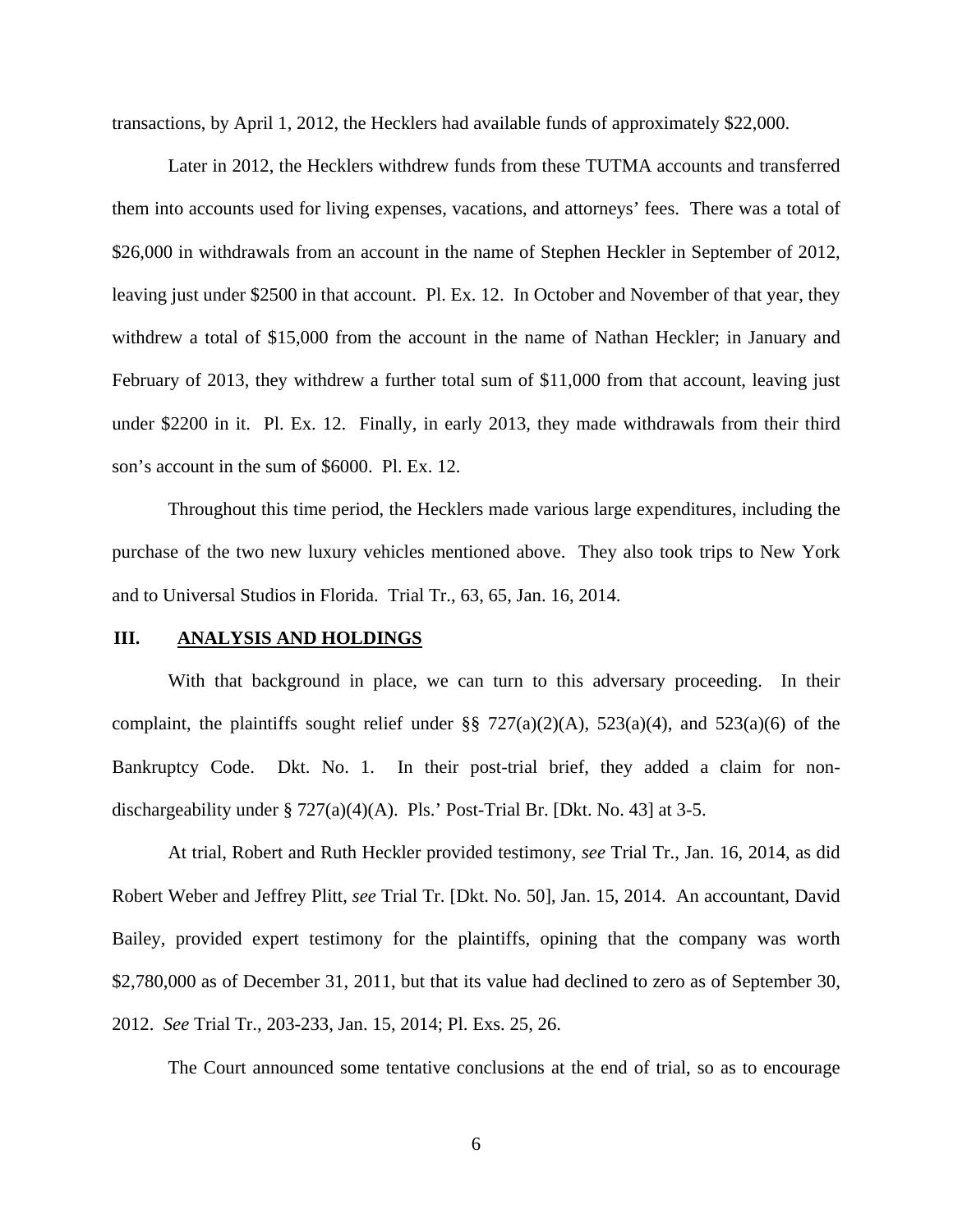transactions, by April 1, 2012, the Hecklers had available funds of approximately $22,000.

Later in 2012, the Hecklers withdrew funds from these TUTMA accounts and transferred them into accounts used for living expenses, vacations, and attorneys' fees. There was a total of $26,000 in withdrawals from an account in the name of Stephen Heckler in September of 2012, leaving just under $2500 in that account. Pl. Ex. 12. In October and November of that year, they withdrew a total of $15,000 from the account in the name of Nathan Heckler; in January and February of 2013, they withdrew a further total sum of $11,000 from that account, leaving just under $2200 in it. Pl. Ex. 12. Finally, in early 2013, they made withdrawals from their third son's account in the sum of $6000. Pl. Ex. 12.

Throughout this time period, the Hecklers made various large expenditures, including the purchase of the two new luxury vehicles mentioned above. They also took trips to New York and to Universal Studios in Florida. Trial Tr., 63, 65, Jan. 16, 2014.

## III. ANALYSIS AND HOLDINGS

With that background in place, we can turn to this adversary proceeding. In their complaint, the plaintiffs sought relief under §§ 727(a)(2)(A), 523(a)(4), and 523(a)(6) of the Bankruptcy Code. Dkt. No. 1. In their post-trial brief, they added a claim for non-dischargeability under § 727(a)(4)(A). Pls.' Post-Trial Br. [Dkt. No. 43] at 3-5.

At trial, Robert and Ruth Heckler provided testimony, *see* Trial Tr., Jan. 16, 2014, as did Robert Weber and Jeffrey Plitt, *see* Trial Tr. [Dkt. No. 50], Jan. 15, 2014. An accountant, David Bailey, provided expert testimony for the plaintiffs, opining that the company was worth $2,780,000 as of December 31, 2011, but that its value had declined to zero as of September 30, 2012. *See* Trial Tr., 203-233, Jan. 15, 2014; Pl. Exs. 25, 26.

The Court announced some tentative conclusions at the end of trial, so as to encourage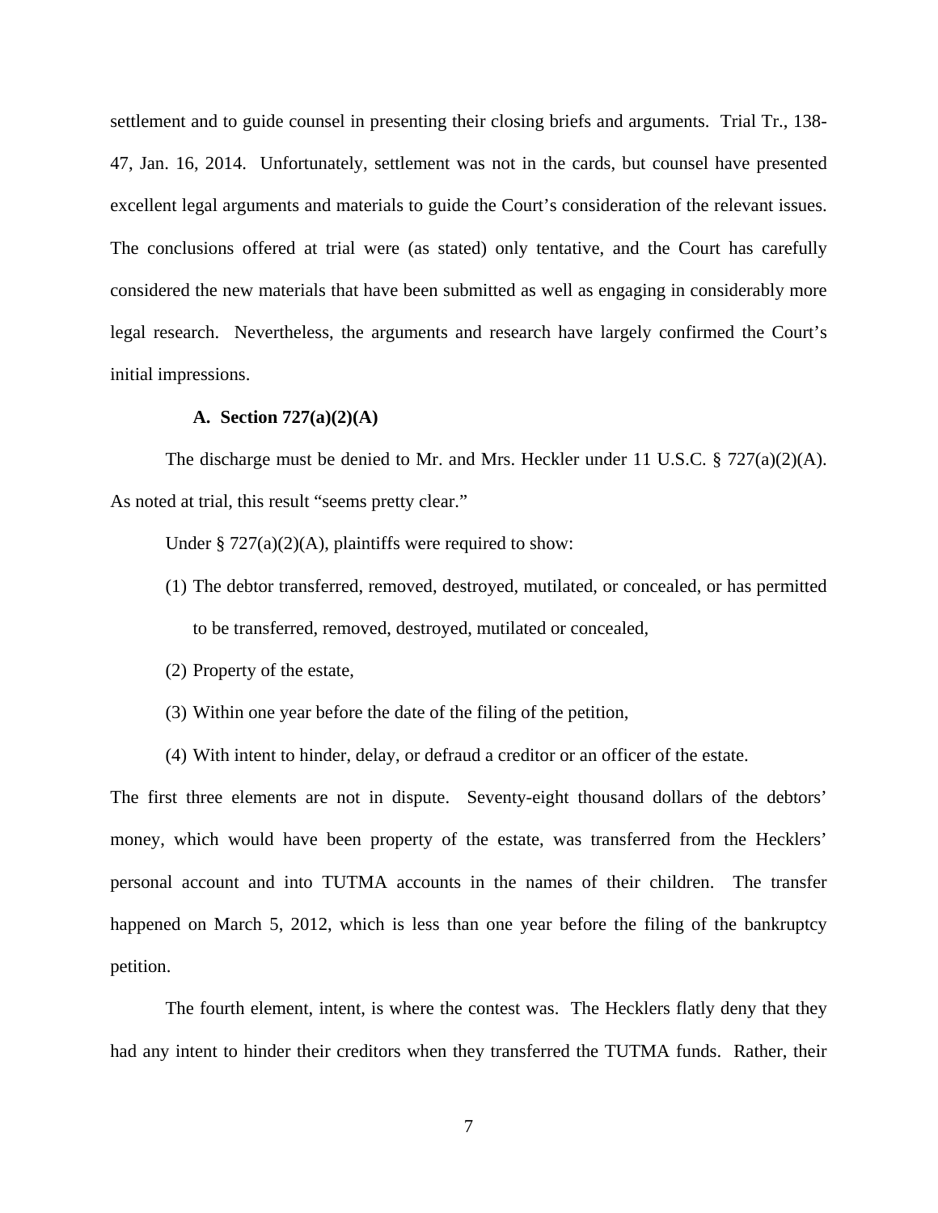settlement and to guide counsel in presenting their closing briefs and arguments. Trial Tr., 138-47, Jan. 16, 2014. Unfortunately, settlement was not in the cards, but counsel have presented excellent legal arguments and materials to guide the Court's consideration of the relevant issues. The conclusions offered at trial were (as stated) only tentative, and the Court has carefully considered the new materials that have been submitted as well as engaging in considerably more legal research. Nevertheless, the arguments and research have largely confirmed the Court's initial impressions.

### A. Section 727(a)(2)(A)

The discharge must be denied to Mr. and Mrs. Heckler under 11 U.S.C. § 727(a)(2)(A). As noted at trial, this result "seems pretty clear."

Under § 727(a)(2)(A), plaintiffs were required to show:

(1) The debtor transferred, removed, destroyed, mutilated, or concealed, or has permitted to be transferred, removed, destroyed, mutilated or concealed,

(2) Property of the estate,

(3) Within one year before the date of the filing of the petition,

(4) With intent to hinder, delay, or defraud a creditor or an officer of the estate.

The first three elements are not in dispute. Seventy-eight thousand dollars of the debtors' money, which would have been property of the estate, was transferred from the Hecklers' personal account and into TUTMA accounts in the names of their children. The transfer happened on March 5, 2012, which is less than one year before the filing of the bankruptcy petition.

The fourth element, intent, is where the contest was. The Hecklers flatly deny that they had any intent to hinder their creditors when they transferred the TUTMA funds. Rather, their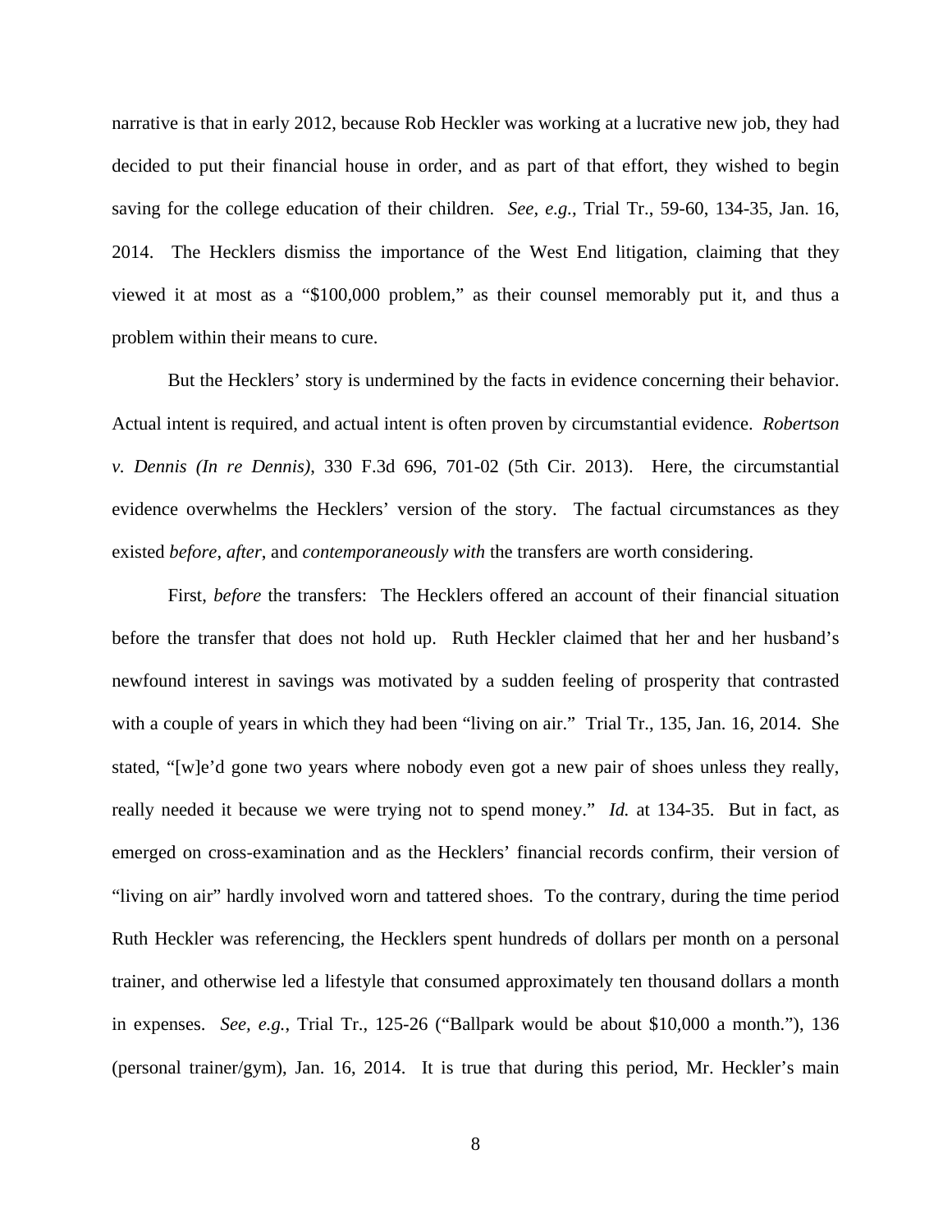narrative is that in early 2012, because Rob Heckler was working at a lucrative new job, they had decided to put their financial house in order, and as part of that effort, they wished to begin saving for the college education of their children. *See, e.g.*, Trial Tr., 59-60, 134-35, Jan. 16, 2014. The Hecklers dismiss the importance of the West End litigation, claiming that they viewed it at most as a "$100,000 problem," as their counsel memorably put it, and thus a problem within their means to cure.

But the Hecklers' story is undermined by the facts in evidence concerning their behavior. Actual intent is required, and actual intent is often proven by circumstantial evidence. *Robertson v. Dennis (In re Dennis)*, 330 F.3d 696, 701-02 (5th Cir. 2013). Here, the circumstantial evidence overwhelms the Hecklers' version of the story. The factual circumstances as they existed *before*, *after*, and *contemporaneously with* the transfers are worth considering.

First, *before* the transfers: The Hecklers offered an account of their financial situation before the transfer that does not hold up. Ruth Heckler claimed that her and her husband's newfound interest in savings was motivated by a sudden feeling of prosperity that contrasted with a couple of years in which they had been "living on air." Trial Tr., 135, Jan. 16, 2014. She stated, "[w]e'd gone two years where nobody even got a new pair of shoes unless they really, really needed it because we were trying not to spend money." *Id.* at 134-35. But in fact, as emerged on cross-examination and as the Hecklers' financial records confirm, their version of "living on air" hardly involved worn and tattered shoes. To the contrary, during the time period Ruth Heckler was referencing, the Hecklers spent hundreds of dollars per month on a personal trainer, and otherwise led a lifestyle that consumed approximately ten thousand dollars a month in expenses. *See, e.g.*, Trial Tr., 125-26 ("Ballpark would be about $10,000 a month."), 136 (personal trainer/gym), Jan. 16, 2014. It is true that during this period, Mr. Heckler's main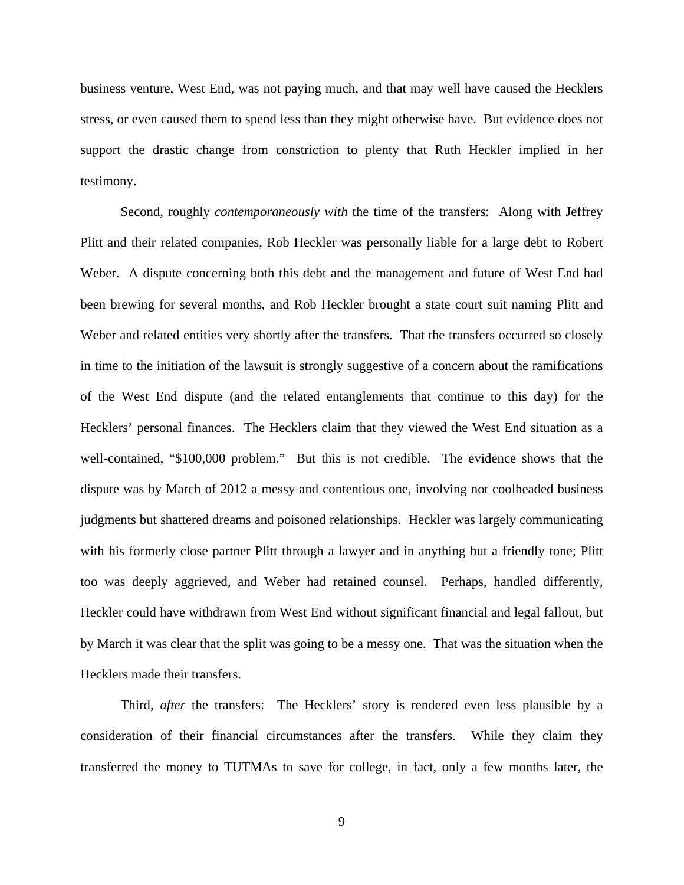business venture, West End, was not paying much, and that may well have caused the Hecklers stress, or even caused them to spend less than they might otherwise have. But evidence does not support the drastic change from constriction to plenty that Ruth Heckler implied in her testimony.

Second, roughly *contemporaneously with* the time of the transfers: Along with Jeffrey Plitt and their related companies, Rob Heckler was personally liable for a large debt to Robert Weber. A dispute concerning both this debt and the management and future of West End had been brewing for several months, and Rob Heckler brought a state court suit naming Plitt and Weber and related entities very shortly after the transfers. That the transfers occurred so closely in time to the initiation of the lawsuit is strongly suggestive of a concern about the ramifications of the West End dispute (and the related entanglements that continue to this day) for the Hecklers' personal finances. The Hecklers claim that they viewed the West End situation as a well-contained, "$100,000 problem." But this is not credible. The evidence shows that the dispute was by March of 2012 a messy and contentious one, involving not coolheaded business judgments but shattered dreams and poisoned relationships. Heckler was largely communicating with his formerly close partner Plitt through a lawyer and in anything but a friendly tone; Plitt too was deeply aggrieved, and Weber had retained counsel. Perhaps, handled differently, Heckler could have withdrawn from West End without significant financial and legal fallout, but by March it was clear that the split was going to be a messy one. That was the situation when the Hecklers made their transfers.

Third, *after* the transfers: The Hecklers' story is rendered even less plausible by a consideration of their financial circumstances after the transfers. While they claim they transferred the money to TUTMAs to save for college, in fact, only a few months later, the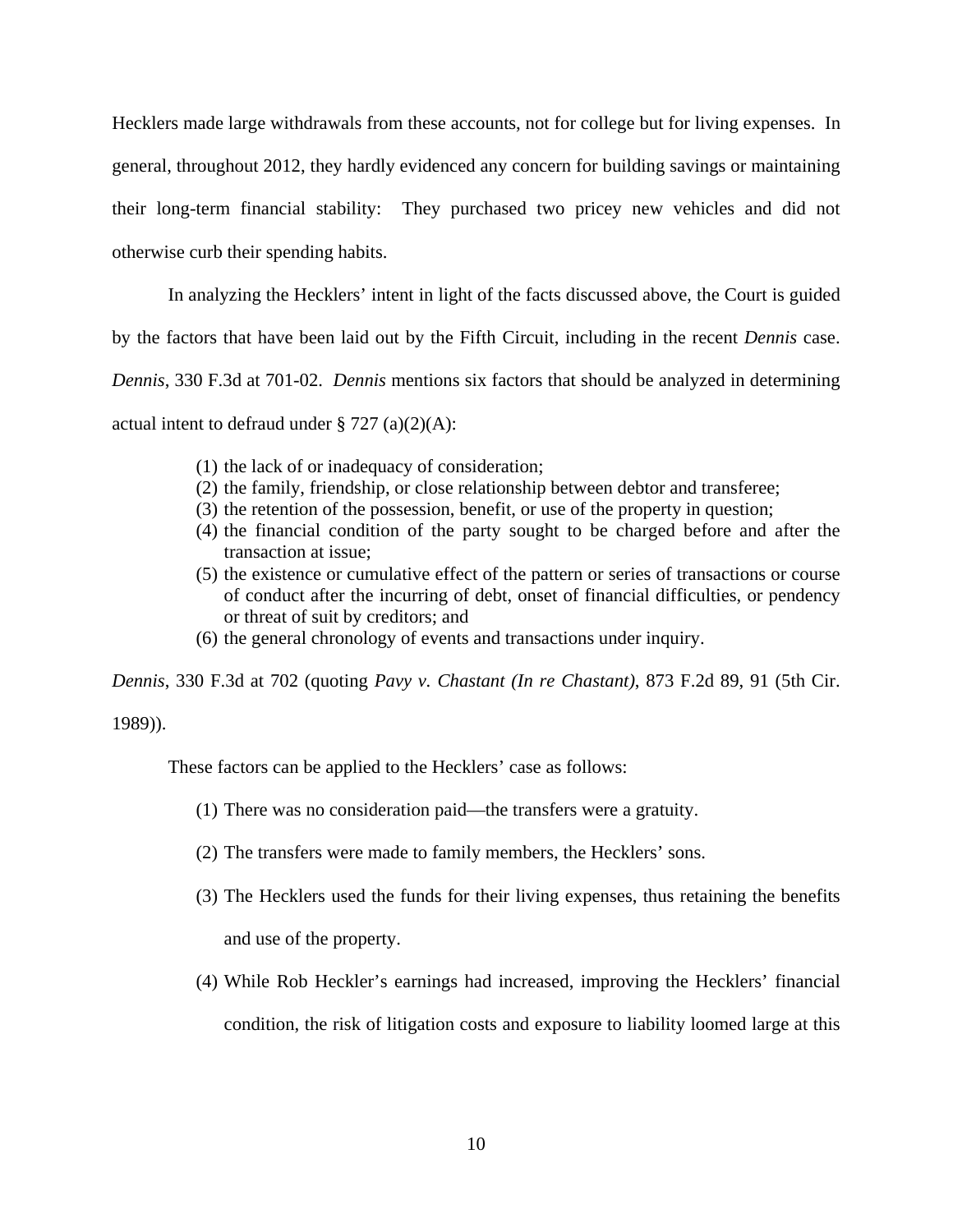Hecklers made large withdrawals from these accounts, not for college but for living expenses. In general, throughout 2012, they hardly evidenced any concern for building savings or maintaining their long-term financial stability: They purchased two pricey new vehicles and did not otherwise curb their spending habits.

In analyzing the Hecklers' intent in light of the facts discussed above, the Court is guided by the factors that have been laid out by the Fifth Circuit, including in the recent *Dennis* case. *Dennis*, 330 F.3d at 701-02. *Dennis* mentions six factors that should be analyzed in determining actual intent to defraud under § 727 (a)(2)(A):

> (1) the lack of or inadequacy of consideration;
> (2) the family, friendship, or close relationship between debtor and transferee;
> (3) the retention of the possession, benefit, or use of the property in question;
> (4) the financial condition of the party sought to be charged before and after the transaction at issue;
> (5) the existence or cumulative effect of the pattern or series of transactions or course of conduct after the incurring of debt, onset of financial difficulties, or pendency or threat of suit by creditors; and
> (6) the general chronology of events and transactions under inquiry.

*Dennis*, 330 F.3d at 702 (quoting *Pavy v. Chastant (In re Chastant)*, 873 F.2d 89, 91 (5th Cir. 1989)).

These factors can be applied to the Hecklers' case as follows:

(1) There was no consideration paid—the transfers were a gratuity.

(2) The transfers were made to family members, the Hecklers' sons.

(3) The Hecklers used the funds for their living expenses, thus retaining the benefits and use of the property.

(4) While Rob Heckler's earnings had increased, improving the Hecklers' financial condition, the risk of litigation costs and exposure to liability loomed large at this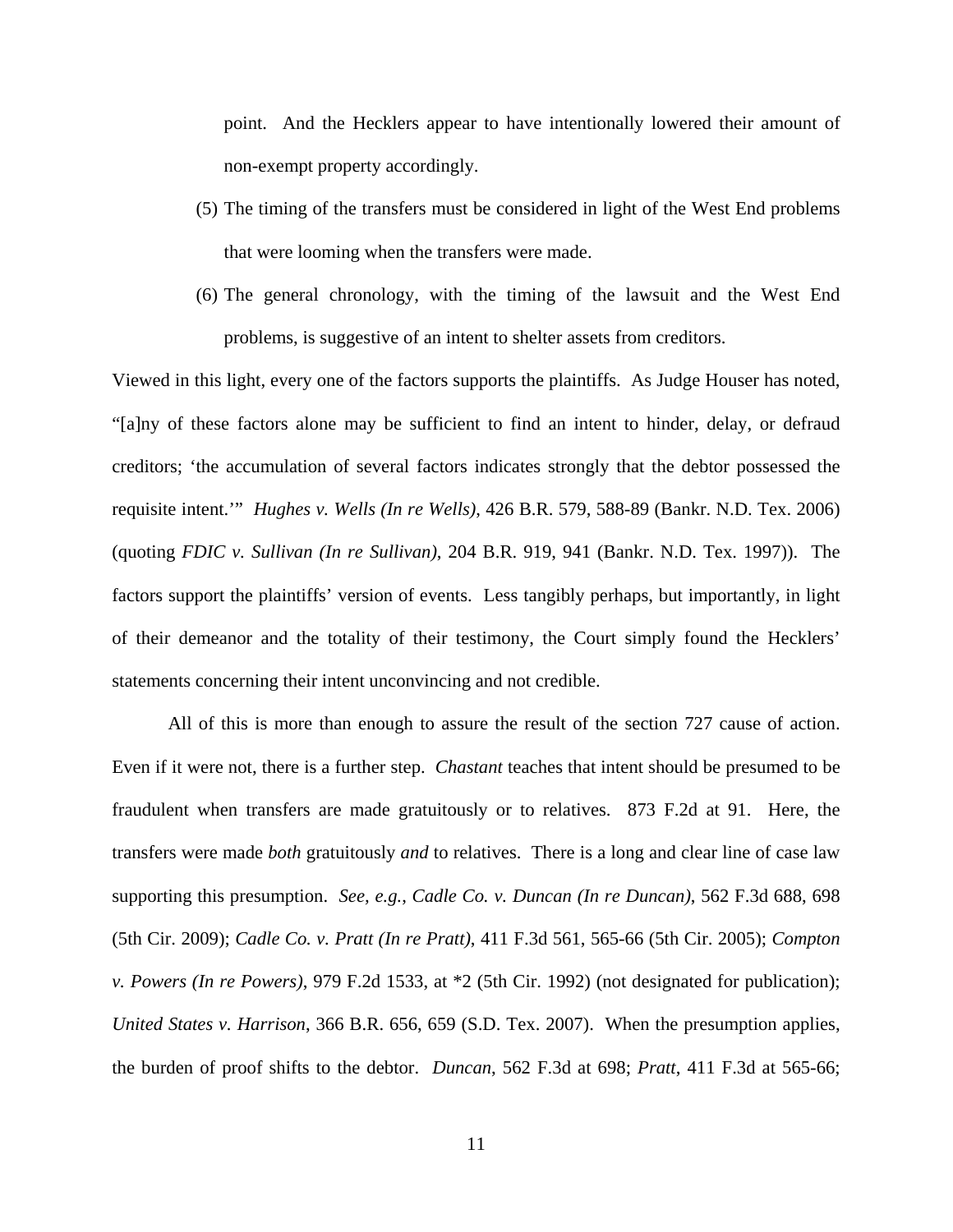point. And the Hecklers appear to have intentionally lowered their amount of non-exempt property accordingly.

(5) The timing of the transfers must be considered in light of the West End problems that were looming when the transfers were made.

(6) The general chronology, with the timing of the lawsuit and the West End problems, is suggestive of an intent to shelter assets from creditors.

Viewed in this light, every one of the factors supports the plaintiffs. As Judge Houser has noted, "[a]ny of these factors alone may be sufficient to find an intent to hinder, delay, or defraud creditors; 'the accumulation of several factors indicates strongly that the debtor possessed the requisite intent.'" *Hughes v. Wells (In re Wells)*, 426 B.R. 579, 588-89 (Bankr. N.D. Tex. 2006) (quoting *FDIC v. Sullivan (In re Sullivan)*, 204 B.R. 919, 941 (Bankr. N.D. Tex. 1997)). The factors support the plaintiffs' version of events. Less tangibly perhaps, but importantly, in light of their demeanor and the totality of their testimony, the Court simply found the Hecklers' statements concerning their intent unconvincing and not credible.

All of this is more than enough to assure the result of the section 727 cause of action. Even if it were not, there is a further step. *Chastant* teaches that intent should be presumed to be fraudulent when transfers are made gratuitously or to relatives. 873 F.2d at 91. Here, the transfers were made *both* gratuitously *and* to relatives. There is a long and clear line of case law supporting this presumption. *See, e.g.*, *Cadle Co. v. Duncan (In re Duncan)*, 562 F.3d 688, 698 (5th Cir. 2009); *Cadle Co. v. Pratt (In re Pratt)*, 411 F.3d 561, 565-66 (5th Cir. 2005); *Compton v. Powers (In re Powers)*, 979 F.2d 1533, at *2 (5th Cir. 1992) (not designated for publication); *United States v. Harrison*, 366 B.R. 656, 659 (S.D. Tex. 2007). When the presumption applies, the burden of proof shifts to the debtor. *Duncan*, 562 F.3d at 698; *Pratt*, 411 F.3d at 565-66;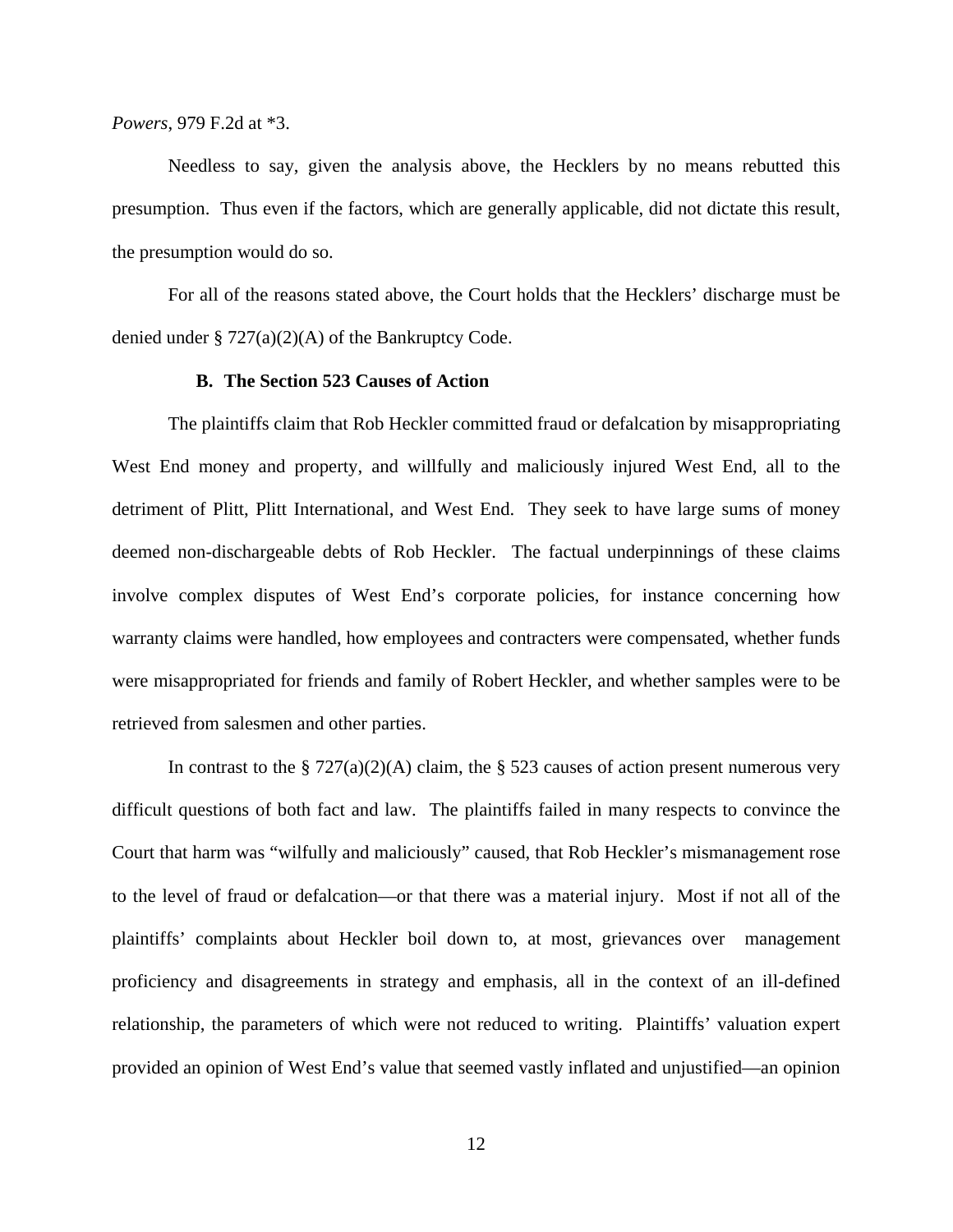*Powers*, 979 F.2d at *3.

Needless to say, given the analysis above, the Hecklers by no means rebutted this presumption. Thus even if the factors, which are generally applicable, did not dictate this result, the presumption would do so.

For all of the reasons stated above, the Court holds that the Hecklers' discharge must be denied under § 727(a)(2)(A) of the Bankruptcy Code.

### B. The Section 523 Causes of Action

The plaintiffs claim that Rob Heckler committed fraud or defalcation by misappropriating West End money and property, and willfully and maliciously injured West End, all to the detriment of Plitt, Plitt International, and West End. They seek to have large sums of money deemed non-dischargeable debts of Rob Heckler. The factual underpinnings of these claims involve complex disputes of West End's corporate policies, for instance concerning how warranty claims were handled, how employees and contracters were compensated, whether funds were misappropriated for friends and family of Robert Heckler, and whether samples were to be retrieved from salesmen and other parties.

In contrast to the § 727(a)(2)(A) claim, the § 523 causes of action present numerous very difficult questions of both fact and law. The plaintiffs failed in many respects to convince the Court that harm was "wilfully and maliciously" caused, that Rob Heckler's mismanagement rose to the level of fraud or defalcation—or that there was a material injury. Most if not all of the plaintiffs' complaints about Heckler boil down to, at most, grievances over management proficiency and disagreements in strategy and emphasis, all in the context of an ill-defined relationship, the parameters of which were not reduced to writing. Plaintiffs' valuation expert provided an opinion of West End's value that seemed vastly inflated and unjustified—an opinion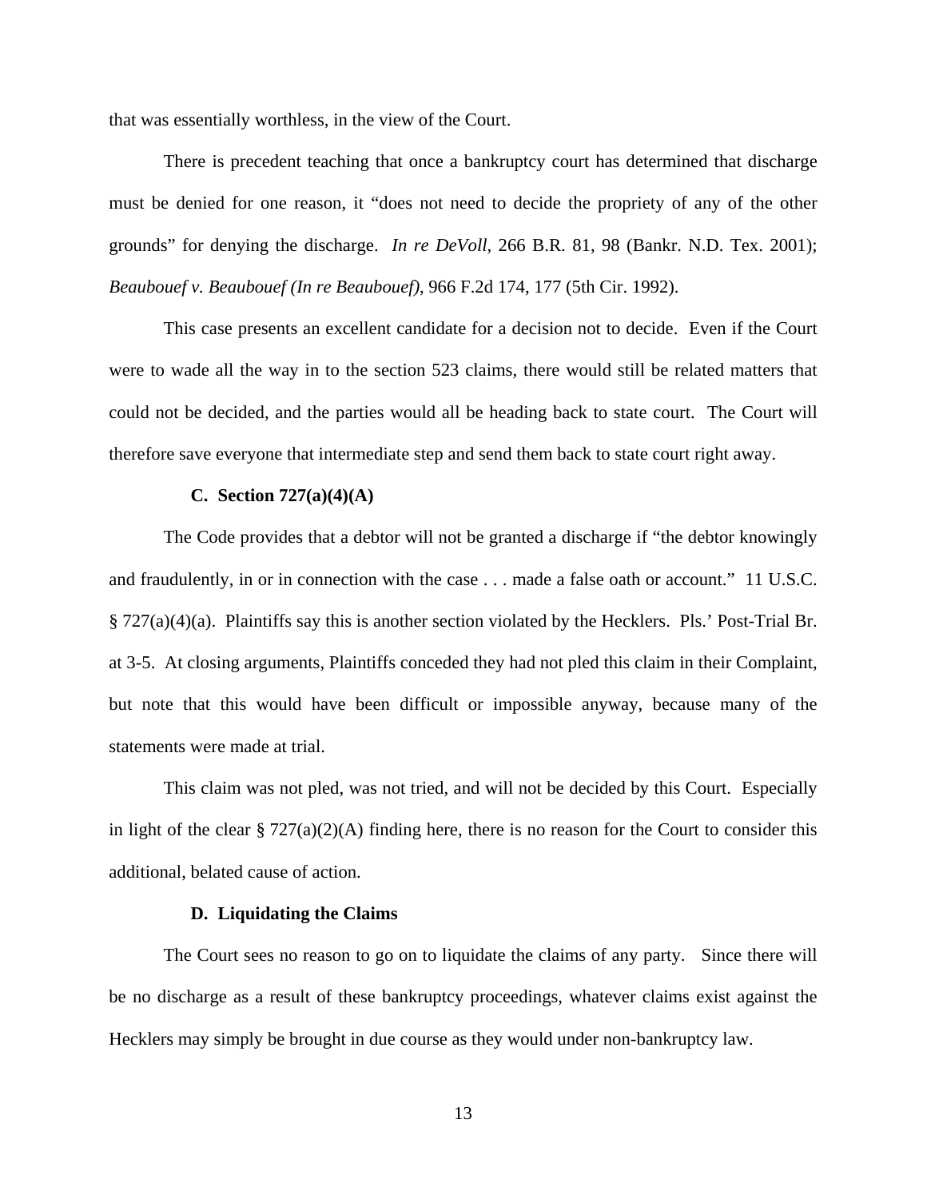that was essentially worthless, in the view of the Court.

There is precedent teaching that once a bankruptcy court has determined that discharge must be denied for one reason, it "does not need to decide the propriety of any of the other grounds" for denying the discharge. *In re DeVoll*, 266 B.R. 81, 98 (Bankr. N.D. Tex. 2001); *Beaubouef v. Beaubouef (In re Beaubouef)*, 966 F.2d 174, 177 (5th Cir. 1992).

This case presents an excellent candidate for a decision not to decide. Even if the Court were to wade all the way in to the section 523 claims, there would still be related matters that could not be decided, and the parties would all be heading back to state court. The Court will therefore save everyone that intermediate step and send them back to state court right away.

### C. Section 727(a)(4)(A)

The Code provides that a debtor will not be granted a discharge if "the debtor knowingly and fraudulently, in or in connection with the case . . . made a false oath or account." 11 U.S.C. § 727(a)(4)(a). Plaintiffs say this is another section violated by the Hecklers. Pls.' Post-Trial Br. at 3-5. At closing arguments, Plaintiffs conceded they had not pled this claim in their Complaint, but note that this would have been difficult or impossible anyway, because many of the statements were made at trial.

This claim was not pled, was not tried, and will not be decided by this Court. Especially in light of the clear § 727(a)(2)(A) finding here, there is no reason for the Court to consider this additional, belated cause of action.

### D. Liquidating the Claims

The Court sees no reason to go on to liquidate the claims of any party. Since there will be no discharge as a result of these bankruptcy proceedings, whatever claims exist against the Hecklers may simply be brought in due course as they would under non-bankruptcy law.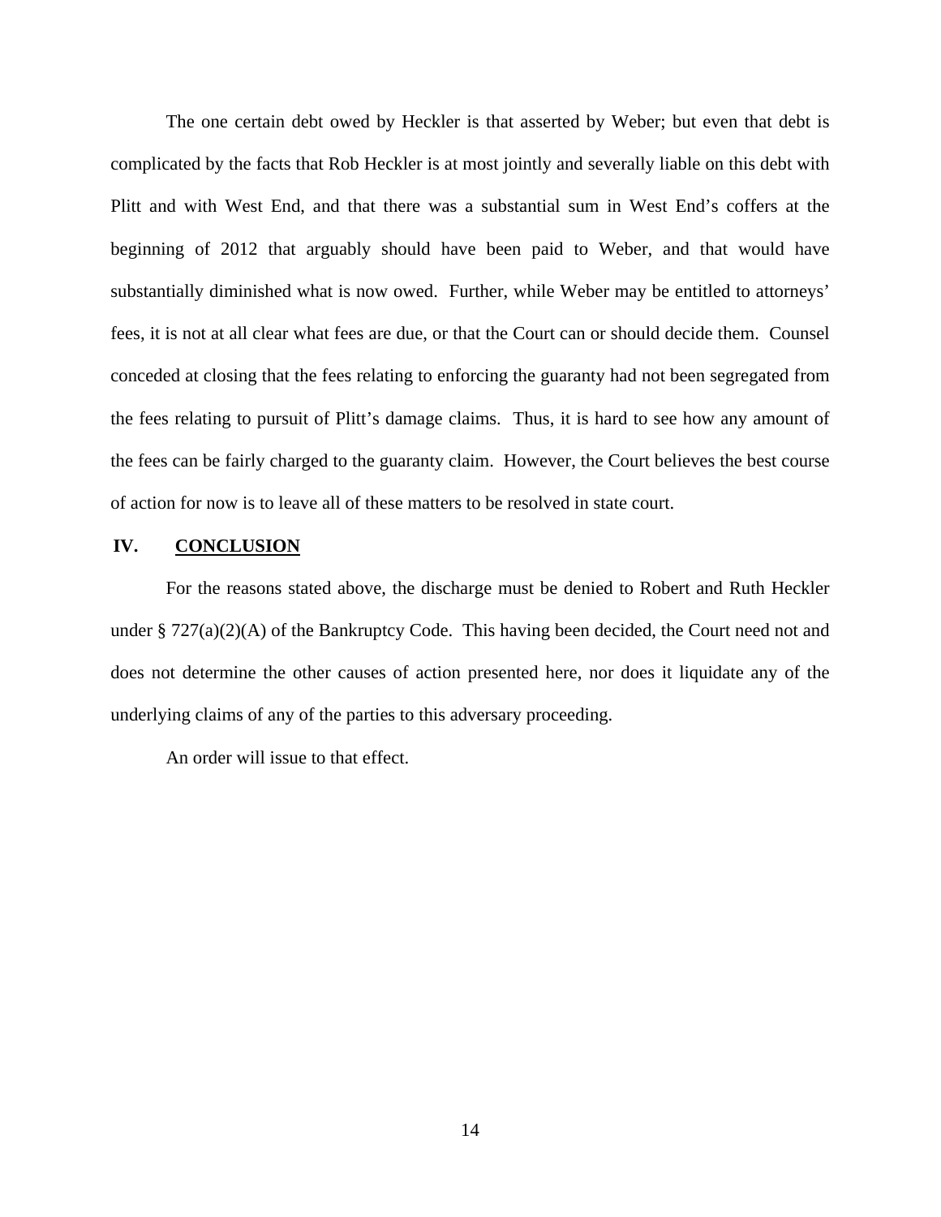The one certain debt owed by Heckler is that asserted by Weber; but even that debt is complicated by the facts that Rob Heckler is at most jointly and severally liable on this debt with Plitt and with West End, and that there was a substantial sum in West End's coffers at the beginning of 2012 that arguably should have been paid to Weber, and that would have substantially diminished what is now owed. Further, while Weber may be entitled to attorneys' fees, it is not at all clear what fees are due, or that the Court can or should decide them. Counsel conceded at closing that the fees relating to enforcing the guaranty had not been segregated from the fees relating to pursuit of Plitt's damage claims. Thus, it is hard to see how any amount of the fees can be fairly charged to the guaranty claim. However, the Court believes the best course of action for now is to leave all of these matters to be resolved in state court.

## IV. CONCLUSION

For the reasons stated above, the discharge must be denied to Robert and Ruth Heckler under § 727(a)(2)(A) of the Bankruptcy Code. This having been decided, the Court need not and does not determine the other causes of action presented here, nor does it liquidate any of the underlying claims of any of the parties to this adversary proceeding.

An order will issue to that effect.